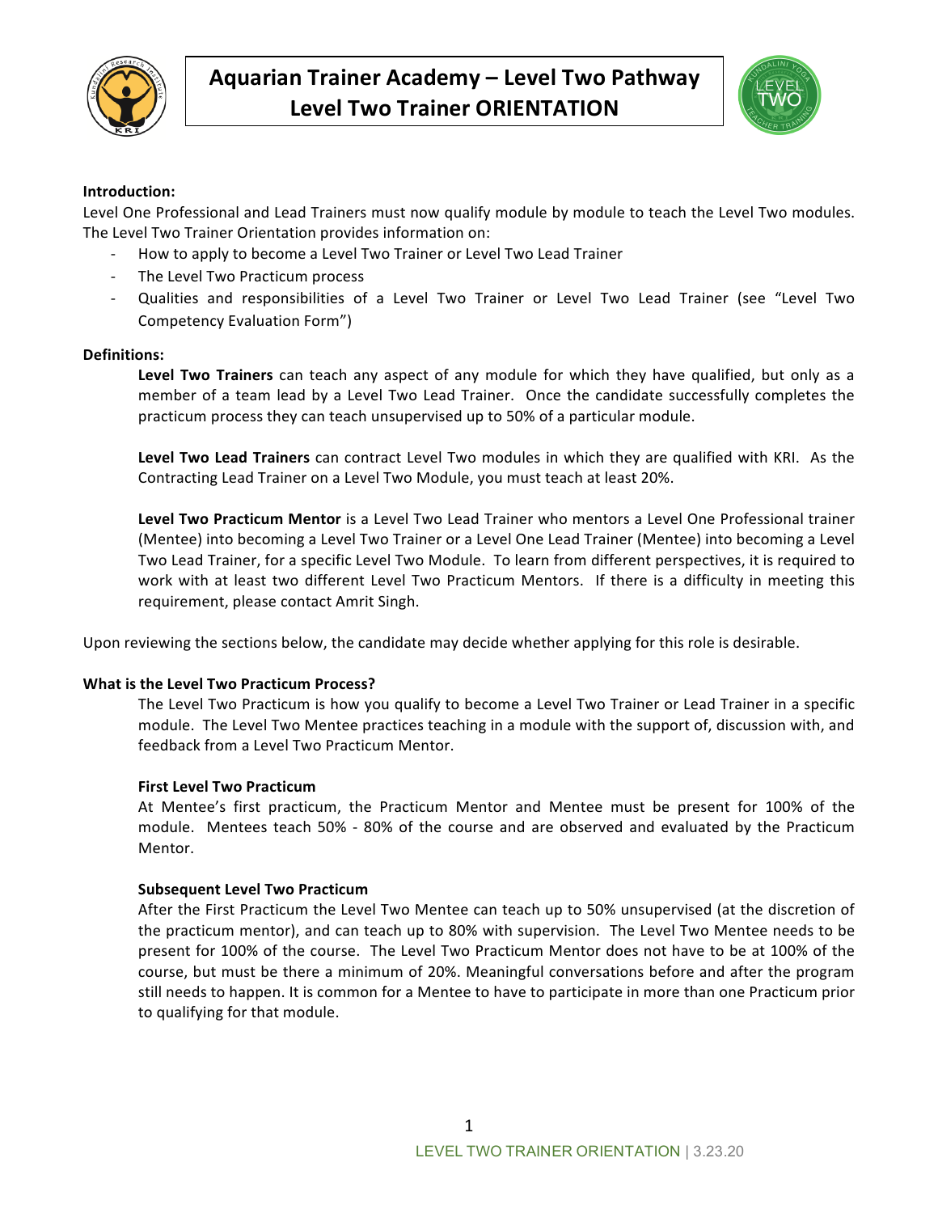# Aquarian Trainer Academy – Level Two Pathway
## Level Two Trainer ORIENTATION

**Introduction:**

Level One Professional and Lead Trainers must now qualify module by module to teach the Level Two modules. The Level Two Trainer Orientation provides information on:

- How to apply to become a Level Two Trainer or Level Two Lead Trainer
- The Level Two Practicum process
- Qualities and responsibilities of a Level Two Trainer or Level Two Lead Trainer (see "Level Two Competency Evaluation Form")

**Definitions:**

**Level Two Trainers** can teach any aspect of any module for which they have qualified, but only as a member of a team lead by a Level Two Lead Trainer. Once the candidate successfully completes the practicum process they can teach unsupervised up to 50% of a particular module.

**Level Two Lead Trainers** can contract Level Two modules in which they are qualified with KRI. As the Contracting Lead Trainer on a Level Two Module, you must teach at least 20%.

**Level Two Practicum Mentor** is a Level Two Lead Trainer who mentors a Level One Professional trainer (Mentee) into becoming a Level Two Trainer or a Level One Lead Trainer (Mentee) into becoming a Level Two Lead Trainer, for a specific Level Two Module. To learn from different perspectives, it is required to work with at least two different Level Two Practicum Mentors. If there is a difficulty in meeting this requirement, please contact Amrit Singh.

Upon reviewing the sections below, the candidate may decide whether applying for this role is desirable.

**What is the Level Two Practicum Process?**

The Level Two Practicum is how you qualify to become a Level Two Trainer or Lead Trainer in a specific module. The Level Two Mentee practices teaching in a module with the support of, discussion with, and feedback from a Level Two Practicum Mentor.

**First Level Two Practicum**

At Mentee's first practicum, the Practicum Mentor and Mentee must be present for 100% of the module. Mentees teach 50% - 80% of the course and are observed and evaluated by the Practicum Mentor.

**Subsequent Level Two Practicum**

After the First Practicum the Level Two Mentee can teach up to 50% unsupervised (at the discretion of the practicum mentor), and can teach up to 80% with supervision. The Level Two Mentee needs to be present for 100% of the course. The Level Two Practicum Mentor does not have to be at 100% of the course, but must be there a minimum of 20%. Meaningful conversations before and after the program still needs to happen. It is common for a Mentee to have to participate in more than one Practicum prior to qualifying for that module.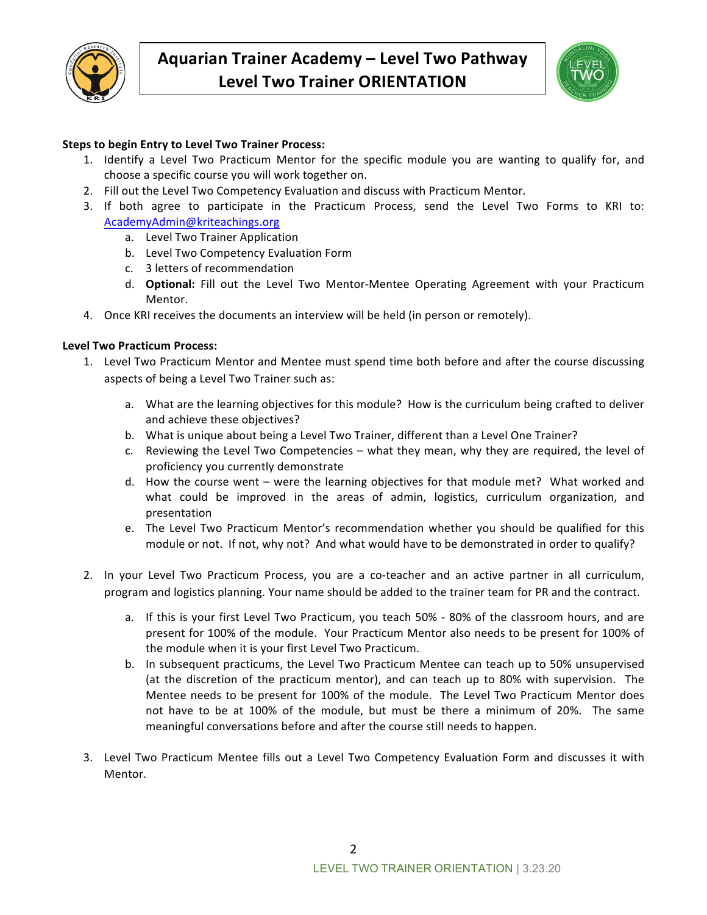# Aquarian Trainer Academy – Level Two Pathway
## Level Two Trainer ORIENTATION

**Steps to begin Entry to Level Two Trainer Process:**

1. Identify a Level Two Practicum Mentor for the specific module you are wanting to qualify for, and choose a specific course you will work together on.
2. Fill out the Level Two Competency Evaluation and discuss with Practicum Mentor.
3. If both agree to participate in the Practicum Process, send the Level Two Forms to KRI to: AcademyAdmin@kriteachings.org
   a. Level Two Trainer Application
   b. Level Two Competency Evaluation Form
   c. 3 letters of recommendation
   d. **Optional:** Fill out the Level Two Mentor-Mentee Operating Agreement with your Practicum Mentor.
4. Once KRI receives the documents an interview will be held (in person or remotely).

**Level Two Practicum Process:**

1. Level Two Practicum Mentor and Mentee must spend time both before and after the course discussing aspects of being a Level Two Trainer such as:
   a. What are the learning objectives for this module? How is the curriculum being crafted to deliver and achieve these objectives?
   b. What is unique about being a Level Two Trainer, different than a Level One Trainer?
   c. Reviewing the Level Two Competencies – what they mean, why they are required, the level of proficiency you currently demonstrate
   d. How the course went – were the learning objectives for that module met? What worked and what could be improved in the areas of admin, logistics, curriculum organization, and presentation
   e. The Level Two Practicum Mentor's recommendation whether you should be qualified for this module or not. If not, why not? And what would have to be demonstrated in order to qualify?

2. In your Level Two Practicum Process, you are a co-teacher and an active partner in all curriculum, program and logistics planning. Your name should be added to the trainer team for PR and the contract.
   a. If this is your first Level Two Practicum, you teach 50% - 80% of the classroom hours, and are present for 100% of the module. Your Practicum Mentor also needs to be present for 100% of the module when it is your first Level Two Practicum.
   b. In subsequent practicums, the Level Two Practicum Mentee can teach up to 50% unsupervised (at the discretion of the practicum mentor), and can teach up to 80% with supervision. The Mentee needs to be present for 100% of the module. The Level Two Practicum Mentor does not have to be at 100% of the module, but must be there a minimum of 20%. The same meaningful conversations before and after the course still needs to happen.

3. Level Two Practicum Mentee fills out a Level Two Competency Evaluation Form and discusses it with Mentor.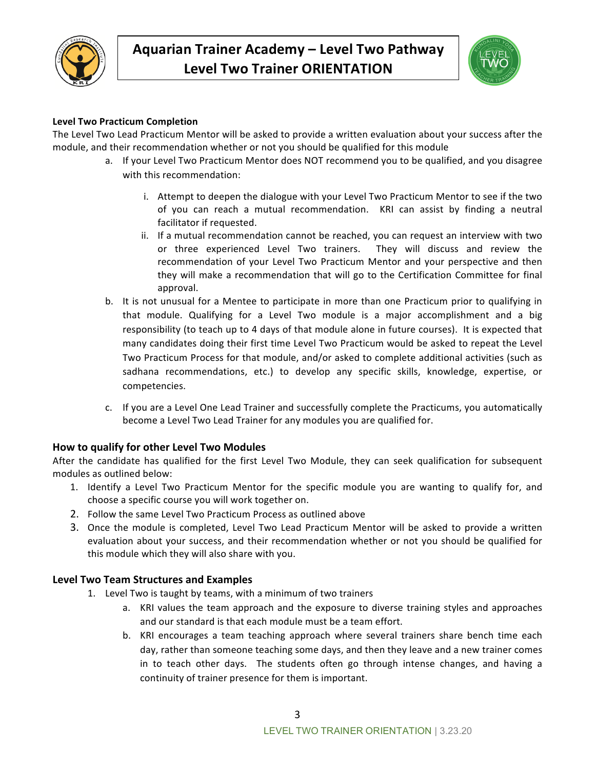**Level Two Practicum Completion**

The Level Two Lead Practicum Mentor will be asked to provide a written evaluation about your success after the module, and their recommendation whether or not you should be qualified for this module

a. If your Level Two Practicum Mentor does NOT recommend you to be qualified, and you disagree with this recommendation:

    i. Attempt to deepen the dialogue with your Level Two Practicum Mentor to see if the two of you can reach a mutual recommendation. KRI can assist by finding a neutral facilitator if requested.

    ii. If a mutual recommendation cannot be reached, you can request an interview with two or three experienced Level Two trainers. They will discuss and review the recommendation of your Level Two Practicum Mentor and your perspective and then they will make a recommendation that will go to the Certification Committee for final approval.

b. It is not unusual for a Mentee to participate in more than one Practicum prior to qualifying in that module. Qualifying for a Level Two module is a major accomplishment and a big responsibility (to teach up to 4 days of that module alone in future courses). It is expected that many candidates doing their first time Level Two Practicum would be asked to repeat the Level Two Practicum Process for that module, and/or asked to complete additional activities (such as sadhana recommendations, etc.) to develop any specific skills, knowledge, expertise, or competencies.

c. If you are a Level One Lead Trainer and successfully complete the Practicums, you automatically become a Level Two Lead Trainer for any modules you are qualified for.

### How to qualify for other Level Two Modules

After the candidate has qualified for the first Level Two Module, they can seek qualification for subsequent modules as outlined below:

1. Identify a Level Two Practicum Mentor for the specific module you are wanting to qualify for, and choose a specific course you will work together on.
2. Follow the same Level Two Practicum Process as outlined above
3. Once the module is completed, Level Two Lead Practicum Mentor will be asked to provide a written evaluation about your success, and their recommendation whether or not you should be qualified for this module which they will also share with you.

### Level Two Team Structures and Examples

1. Level Two is taught by teams, with a minimum of two trainers
    a. KRI values the team approach and the exposure to diverse training styles and approaches and our standard is that each module must be a team effort.
    b. KRI encourages a team teaching approach where several trainers share bench time each day, rather than someone teaching some days, and then they leave and a new trainer comes in to teach other days. The students often go through intense changes, and having a continuity of trainer presence for them is important.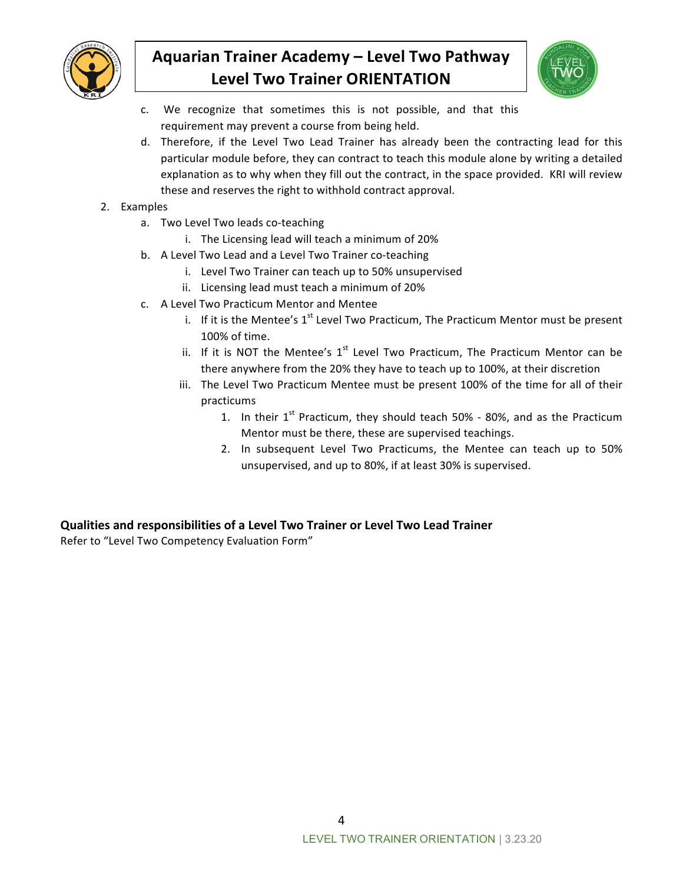c. We recognize that sometimes this is not possible, and that this requirement may prevent a course from being held.

d. Therefore, if the Level Two Lead Trainer has already been the contracting lead for this particular module before, they can contract to teach this module alone by writing a detailed explanation as to why when they fill out the contract, in the space provided. KRI will review these and reserves the right to withhold contract approval.

2. Examples
    a. Two Level Two leads co-teaching
        i. The Licensing lead will teach a minimum of 20%
    b. A Level Two Lead and a Level Two Trainer co-teaching
        i. Level Two Trainer can teach up to 50% unsupervised
        ii. Licensing lead must teach a minimum of 20%
    c. A Level Two Practicum Mentor and Mentee
        i. If it is the Mentee's 1st Level Two Practicum, The Practicum Mentor must be present 100% of time.
        ii. If it is NOT the Mentee's 1st Level Two Practicum, The Practicum Mentor can be there anywhere from the 20% they have to teach up to 100%, at their discretion
        iii. The Level Two Practicum Mentee must be present 100% of the time for all of their practicums
            1. In their 1st Practicum, they should teach 50% - 80%, and as the Practicum Mentor must be there, these are supervised teachings.
            2. In subsequent Level Two Practicums, the Mentee can teach up to 50% unsupervised, and up to 80%, if at least 30% is supervised.

**Qualities and responsibilities of a Level Two Trainer or Level Two Lead Trainer**

Refer to "Level Two Competency Evaluation Form"